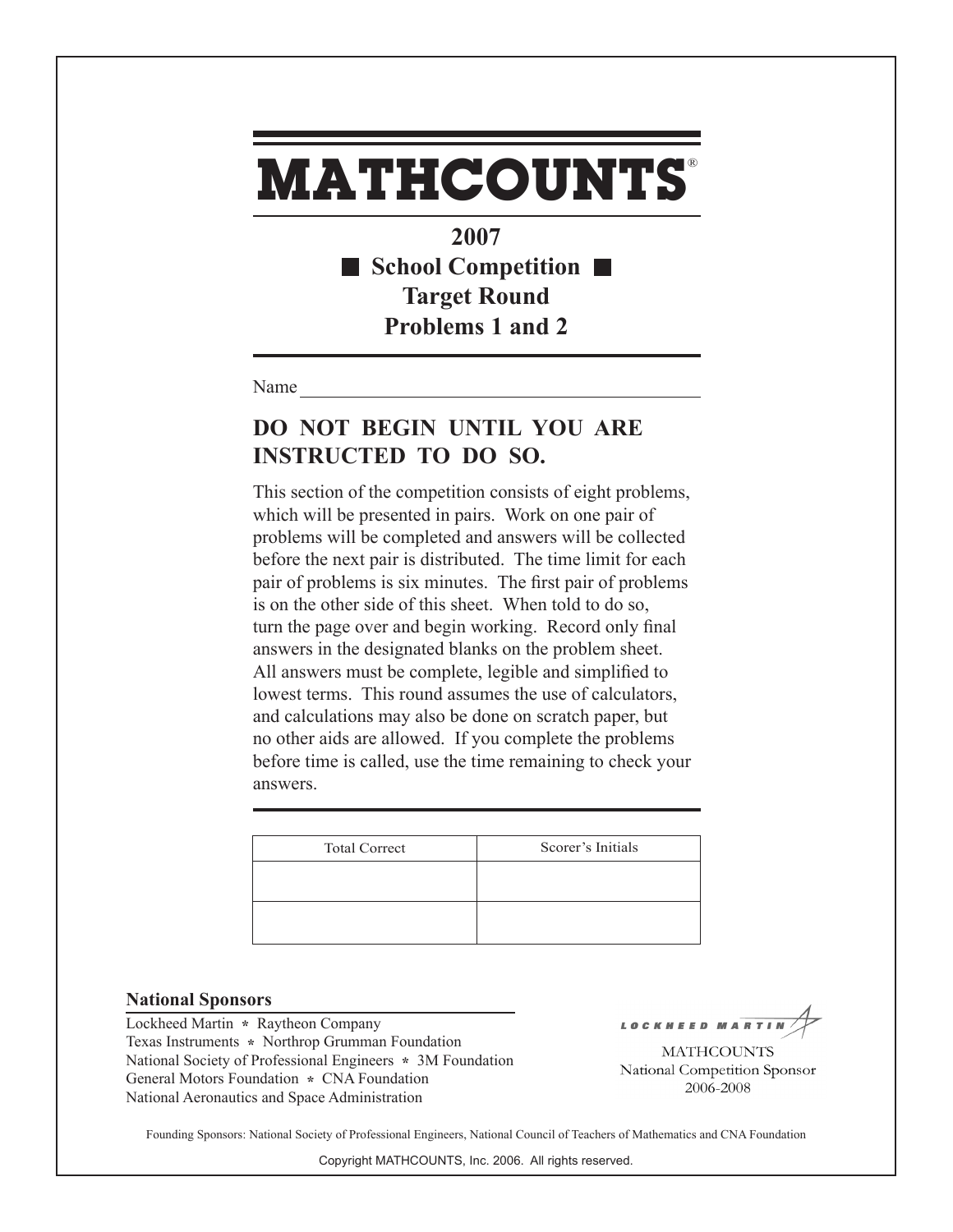# MATHCOUNTS®

## 2007

## ■ School Competition ■

## Target Round

## Problems 1 and 2

Name ______________________________

### DO NOT BEGIN UNTIL YOU ARE INSTRUCTED TO DO SO.

This section of the competition consists of eight problems, which will be presented in pairs. Work on one pair of problems will be completed and answers will be collected before the next pair is distributed. The time limit for each pair of problems is six minutes. The first pair of problems is on the other side of this sheet. When told to do so, turn the page over and begin working. Record only final answers in the designated blanks on the problem sheet. All answers must be complete, legible and simplified to lowest terms. This round assumes the use of calculators, and calculations may also be done on scratch paper, but no other aids are allowed. If you complete the problems before time is called, use the time remaining to check your answers.

| Total Correct | Scorer's Initials |
|---|---|
| | |
| | |

**National Sponsors**

Lockheed Martin * Raytheon Company
Texas Instruments * Northrop Grumman Foundation
National Society of Professional Engineers * 3M Foundation
General Motors Foundation * CNA Foundation
National Aeronautics and Space Administration

LOCKHEED MARTIN
MATHCOUNTS
National Competition Sponsor
2006-2008

Founding Sponsors: National Society of Professional Engineers, National Council of Teachers of Mathematics and CNA Foundation

Copyright MATHCOUNTS, Inc. 2006. All rights reserved.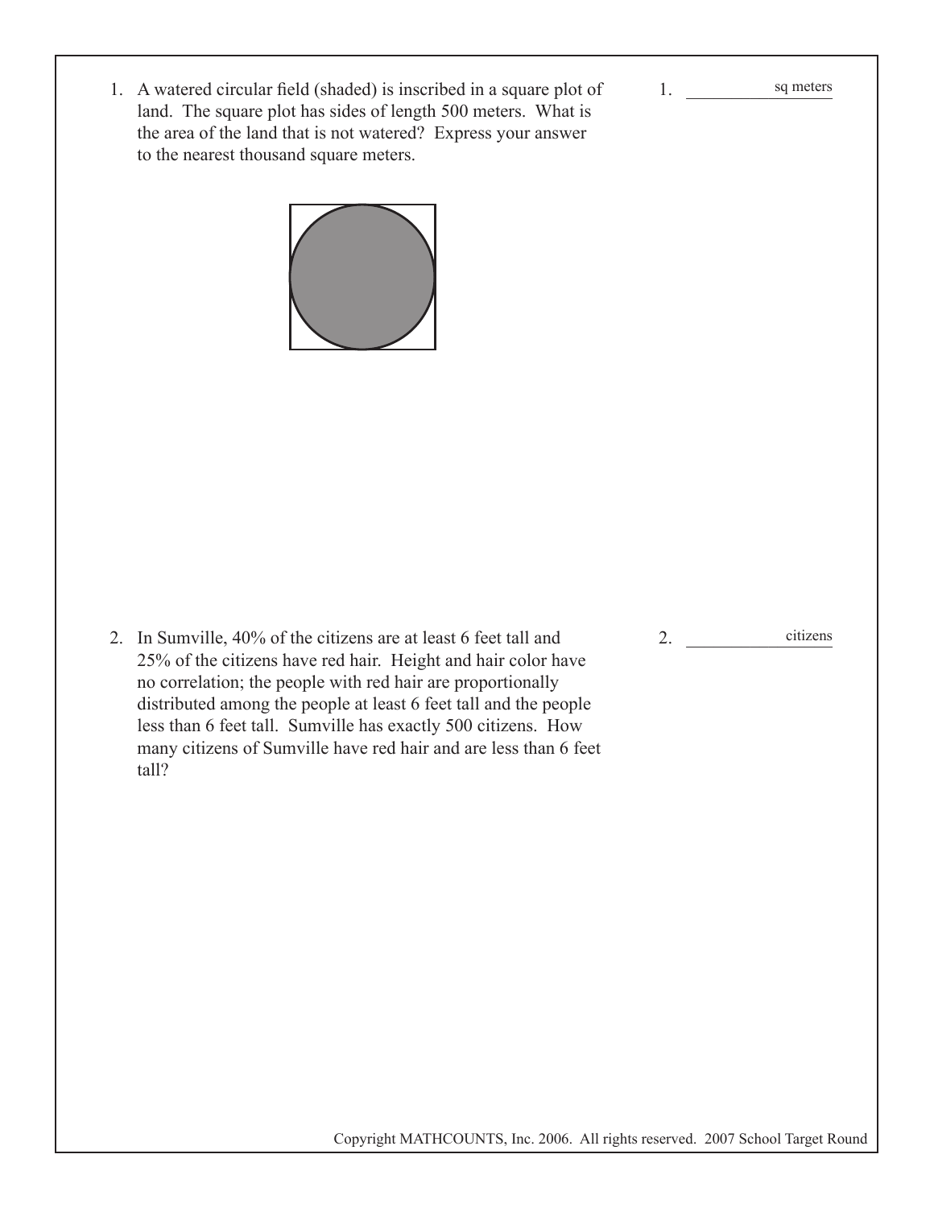1. A watered circular field (shaded) is inscribed in a square plot of land. The square plot has sides of length 500 meters. What is the area of the land that is not watered? Express your answer to the nearest thousand square meters.

1. ____________ sq meters

2. In Sumville, 40% of the citizens are at least 6 feet tall and 25% of the citizens have red hair. Height and hair color have no correlation; the people with red hair are proportionally distributed among the people at least 6 feet tall and the people less than 6 feet tall. Sumville has exactly 500 citizens. How many citizens of Sumville have red hair and are less than 6 feet tall?

2. ____________ citizens

Copyright MATHCOUNTS, Inc. 2006. All rights reserved. 2007 School Target Round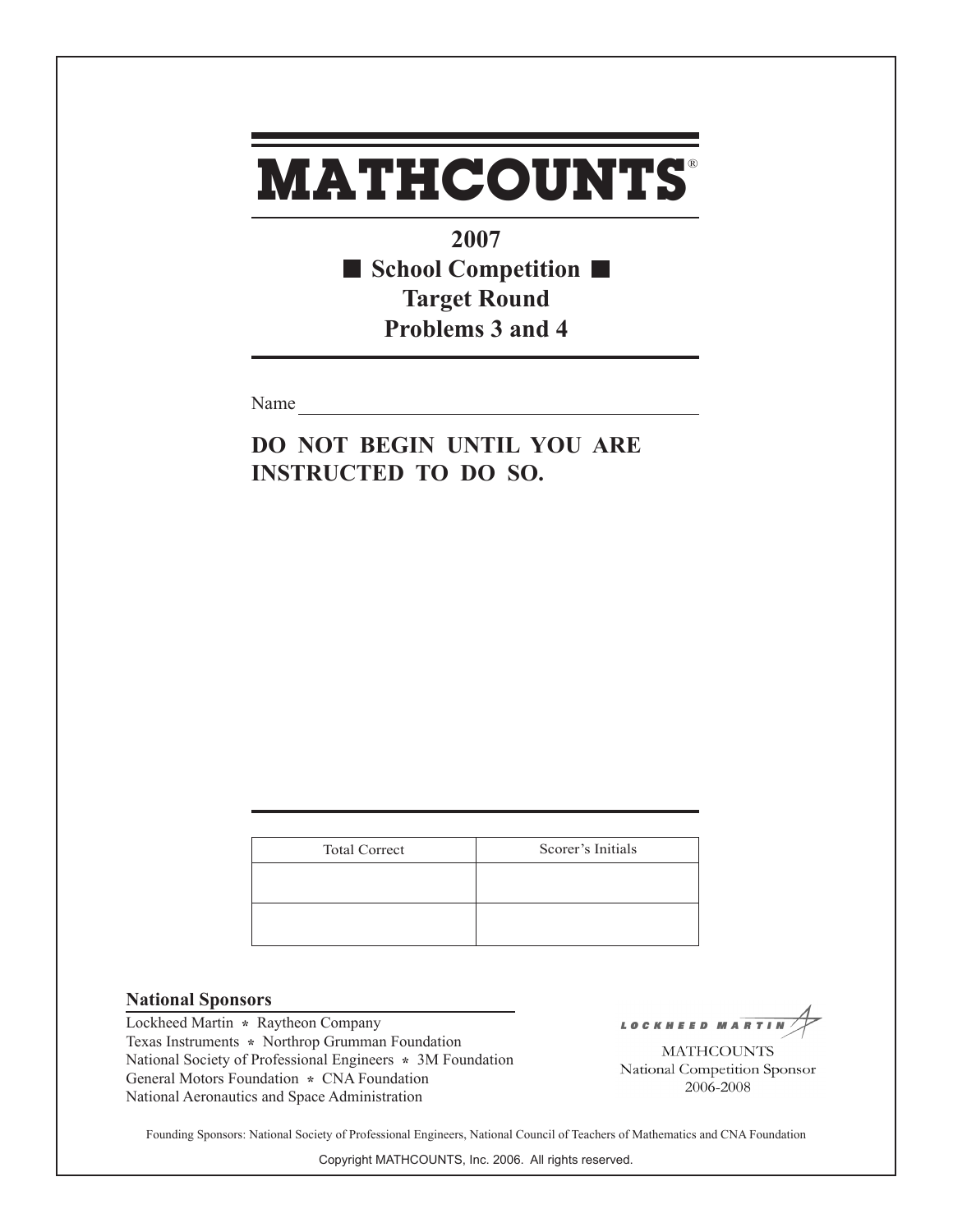# MATHCOUNTS®

## 2007
## ■ School Competition ■
## Target Round
## Problems 3 and 4

Name ____________________________________________

**DO NOT BEGIN UNTIL YOU ARE INSTRUCTED TO DO SO.**

| Total Correct | Scorer's Initials |
| --- | --- |
| | |
| | |

**National Sponsors**

Lockheed Martin * Raytheon Company
Texas Instruments * Northrop Grumman Foundation
National Society of Professional Engineers * 3M Foundation
General Motors Foundation * CNA Foundation
National Aeronautics and Space Administration

LOCKHEED MARTIN
MATHCOUNTS
National Competition Sponsor
2006-2008

Founding Sponsors: National Society of Professional Engineers, National Council of Teachers of Mathematics and CNA Foundation

Copyright MATHCOUNTS, Inc. 2006. All rights reserved.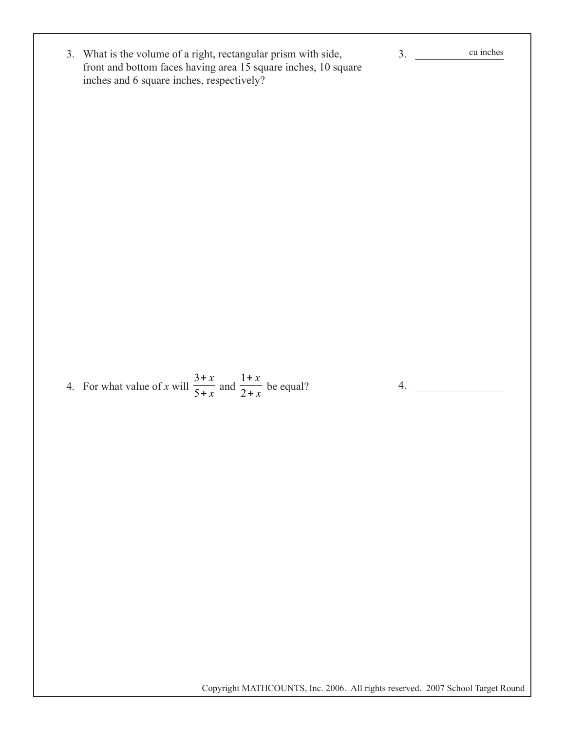3. What is the volume of a right, rectangular prism with side, front and bottom faces having area 15 square inches, 10 square inches and 6 square inches, respectively?

3. ____________ cu inches

4. For what value of $x$ will $\frac{3+x}{5+x}$ and $\frac{1+x}{2+x}$ be equal?

4. ____________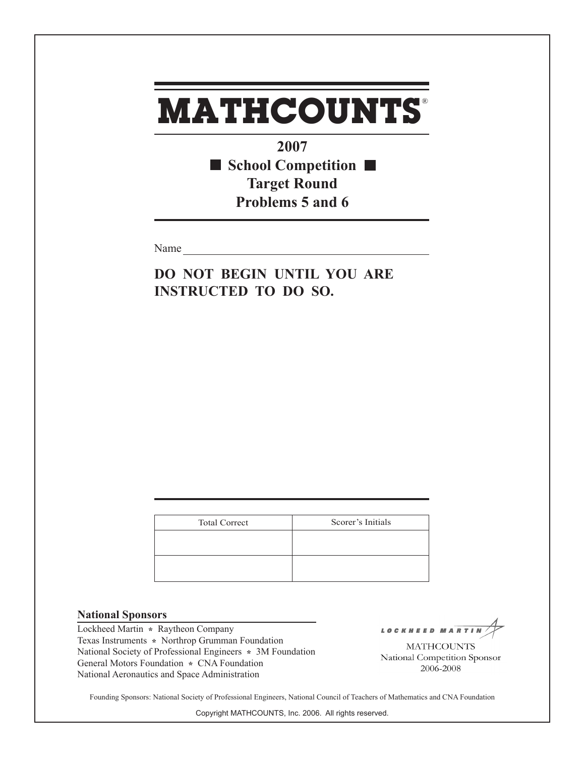# MATHCOUNTS®

## 2007

### ■ School Competition ■

### Target Round

### Problems 5 and 6

Name ____________________________________________

**DO NOT BEGIN UNTIL YOU ARE INSTRUCTED TO DO SO.**

| Total Correct | Scorer's Initials |
| --- | --- |
| | |
| | |

**National Sponsors**

Lockheed Martin * Raytheon Company
Texas Instruments * Northrop Grumman Foundation
National Society of Professional Engineers * 3M Foundation
General Motors Foundation * CNA Foundation
National Aeronautics and Space Administration

LOCKHEED MARTIN

MATHCOUNTS
National Competition Sponsor
2006-2008

Founding Sponsors: National Society of Professional Engineers, National Council of Teachers of Mathematics and CNA Foundation

Copyright MATHCOUNTS, Inc. 2006. All rights reserved.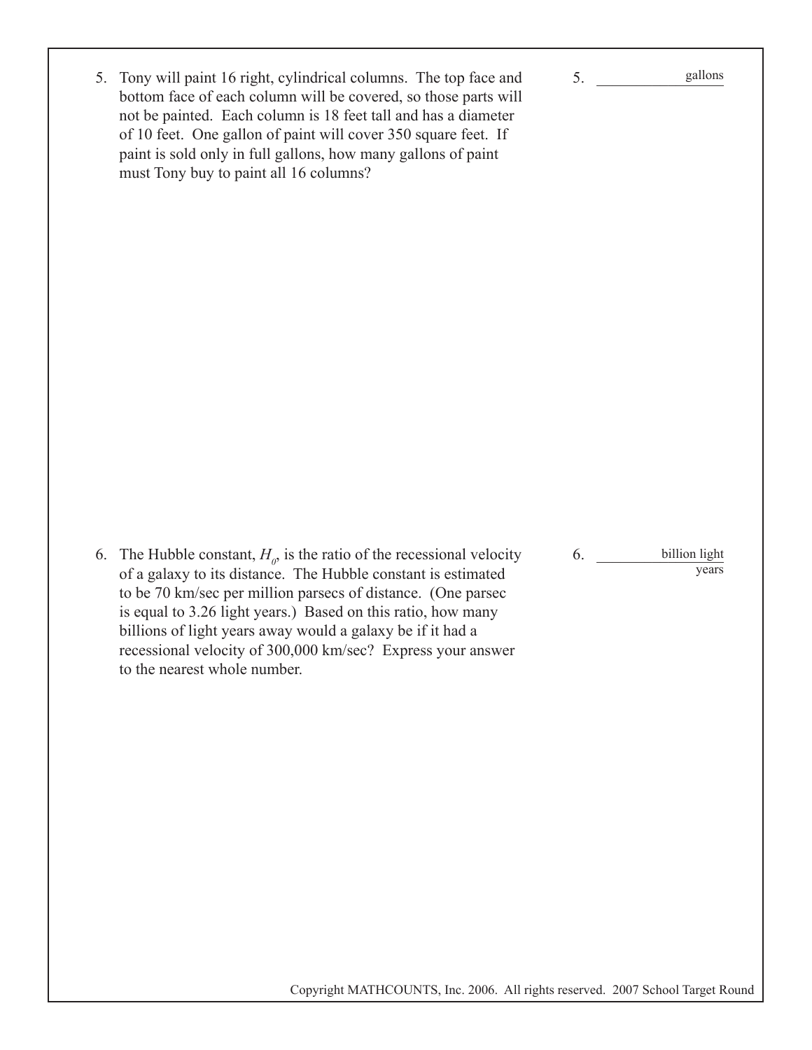5. Tony will paint 16 right, cylindrical columns. The top face and bottom face of each column will be covered, so those parts will not be painted. Each column is 18 feet tall and has a diameter of 10 feet. One gallon of paint will cover 350 square feet. If paint is sold only in full gallons, how many gallons of paint must Tony buy to paint all 16 columns?

5. ____________ gallons

6. The Hubble constant, $H_0$, is the ratio of the recessional velocity of a galaxy to its distance. The Hubble constant is estimated to be 70 km/sec per million parsecs of distance. (One parsec is equal to 3.26 light years.) Based on this ratio, how many billions of light years away would a galaxy be if it had a recessional velocity of 300,000 km/sec? Express your answer to the nearest whole number.

6. ____________ billion light years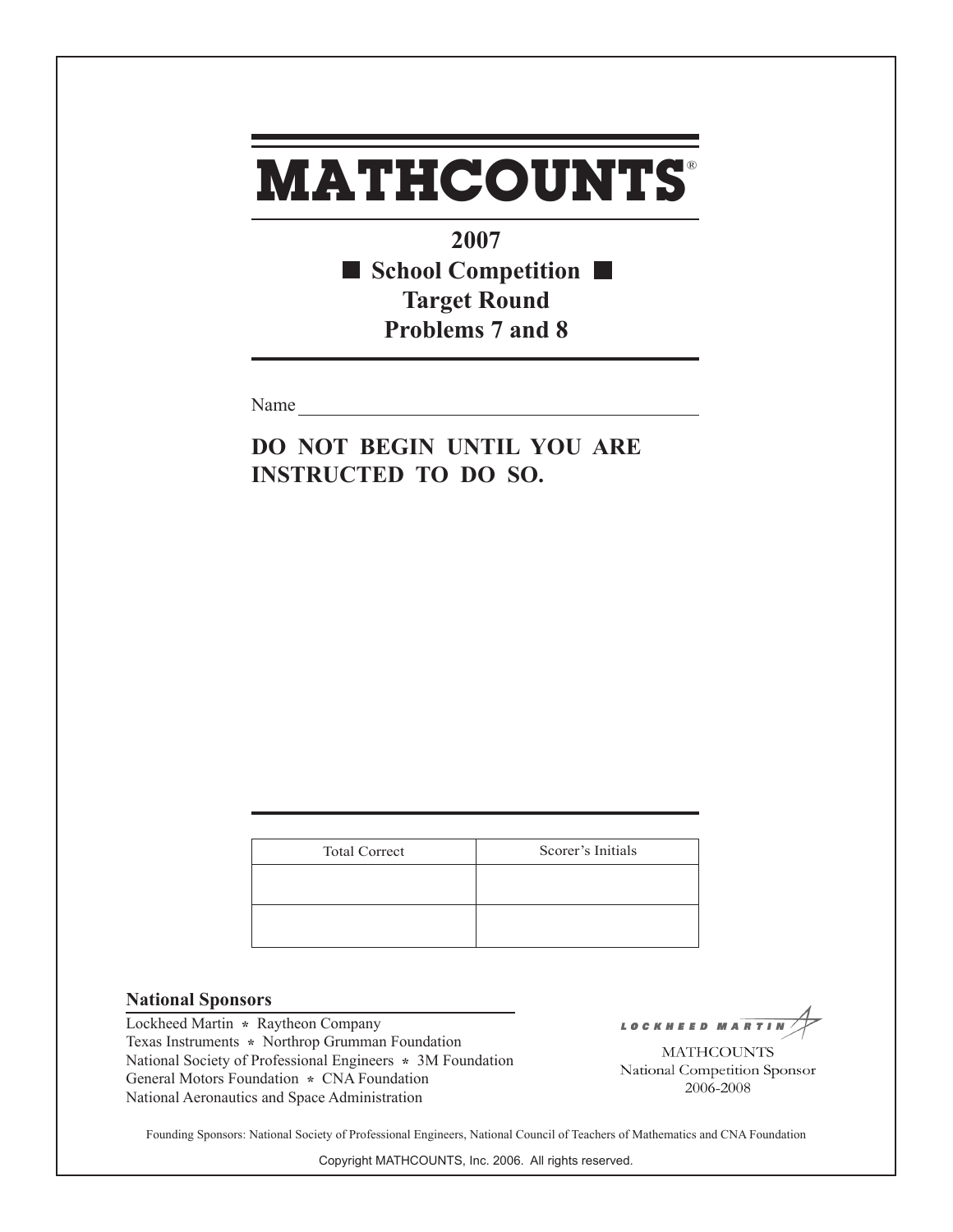# MATHCOUNTS®

**2007**

**■ School Competition ■**

**Target Round**

**Problems 7 and 8**

Name ____________________________________________

**DO NOT BEGIN UNTIL YOU ARE INSTRUCTED TO DO SO.**

| Total Correct | Scorer's Initials |
| --- | --- |
| | |
| | |

**National Sponsors**

Lockheed Martin * Raytheon Company
Texas Instruments * Northrop Grumman Foundation
National Society of Professional Engineers * 3M Foundation
General Motors Foundation * CNA Foundation
National Aeronautics and Space Administration

LOCKHEED MARTIN
MATHCOUNTS
National Competition Sponsor
2006-2008

Founding Sponsors: National Society of Professional Engineers, National Council of Teachers of Mathematics and CNA Foundation

Copyright MATHCOUNTS, Inc. 2006. All rights reserved.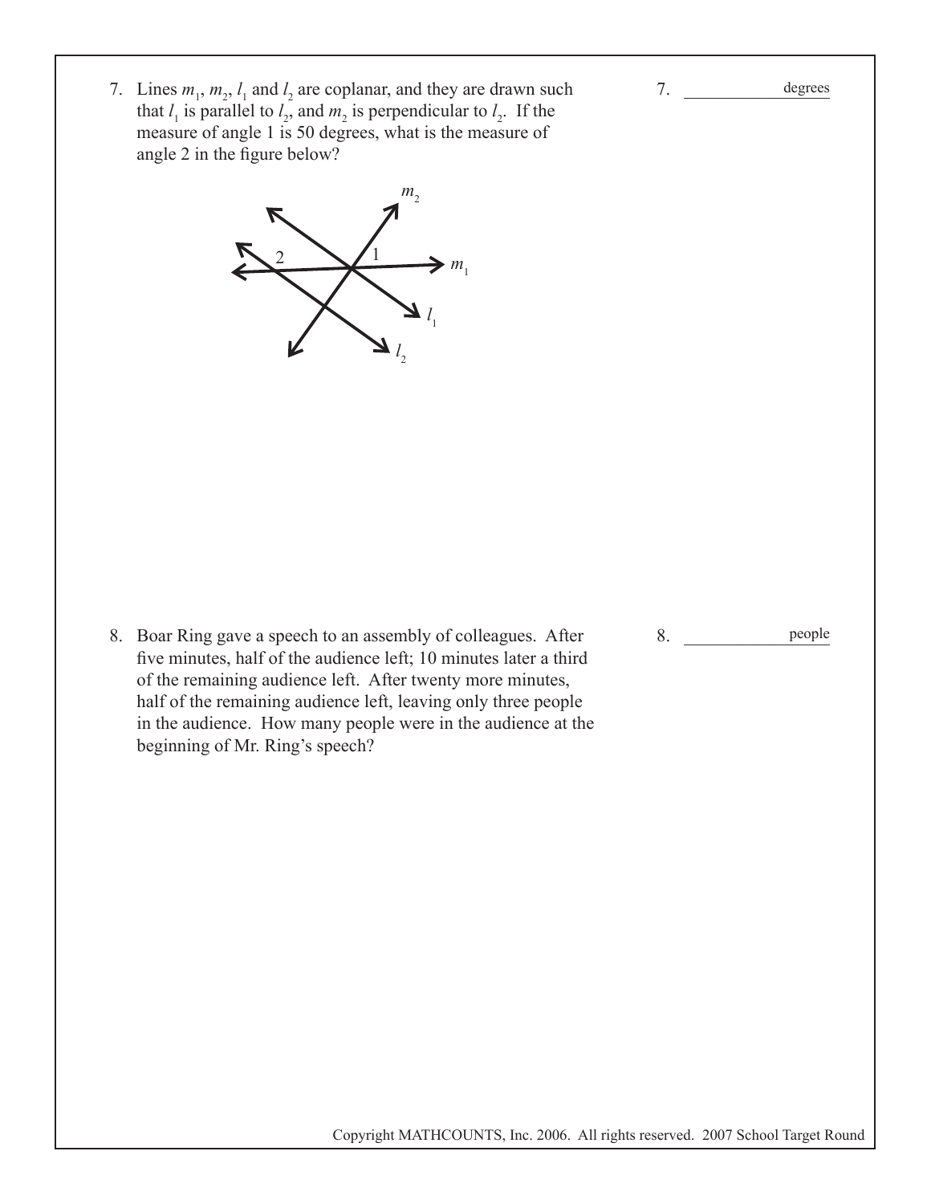7. Lines $m_1$, $m_2$, $l_1$ and $l_2$ are coplanar, and they are drawn such that $l_1$ is parallel to $l_2$, and $m_2$ is perpendicular to $l_2$. If the measure of angle 1 is 50 degrees, what is the measure of angle 2 in the figure below?

$m_2$

2 1 $m_1$

$l_1$

$l_2$

7. ____________ degrees

8. Boar Ring gave a speech to an assembly of colleagues. After five minutes, half of the audience left; 10 minutes later a third of the remaining audience left. After twenty more minutes, half of the remaining audience left, leaving only three people in the audience. How many people were in the audience at the beginning of Mr. Ring's speech?

8. ____________ people

Copyright MATHCOUNTS, Inc. 2006. All rights reserved. 2007 School Target Round